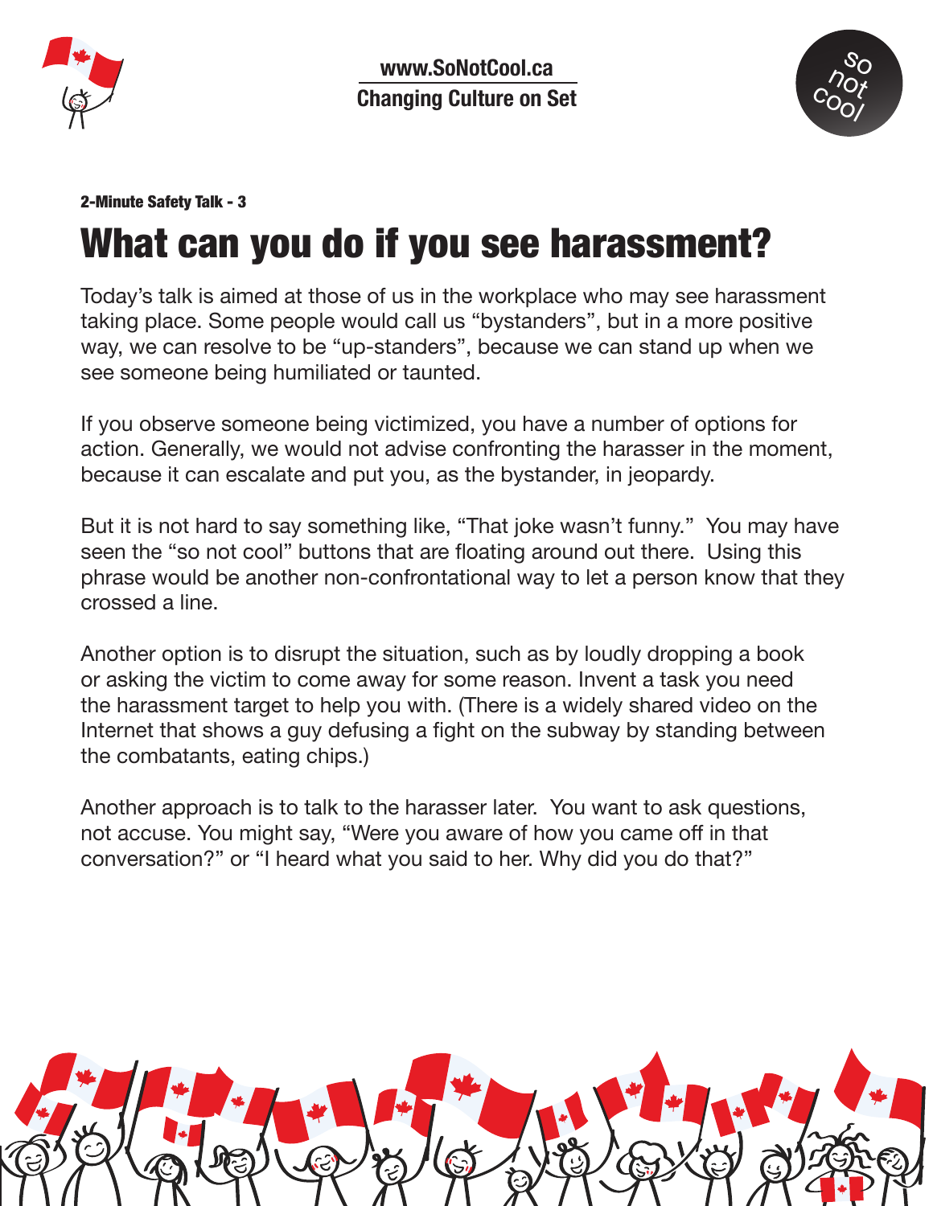www.SoNotCool.ca

Changing Culture on Set

**2-Minute Safety Talk - 3**

# What can you do if you see harassment?

Today's talk is aimed at those of us in the workplace who may see harassment taking place. Some people would call us "bystanders", but in a more positive way, we can resolve to be "up-standers", because we can stand up when we see someone being humiliated or taunted.

If you observe someone being victimized, you have a number of options for action. Generally, we would not advise confronting the harasser in the moment, because it can escalate and put you, as the bystander, in jeopardy.

But it is not hard to say something like, "That joke wasn't funny." You may have seen the "so not cool" buttons that are floating around out there. Using this phrase would be another non-confrontational way to let a person know that they crossed a line.

Another option is to disrupt the situation, such as by loudly dropping a book or asking the victim to come away for some reason. Invent a task you need the harassment target to help you with. (There is a widely shared video on the Internet that shows a guy defusing a fight on the subway by standing between the combatants, eating chips.)

Another approach is to talk to the harasser later. You want to ask questions, not accuse. You might say, "Were you aware of how you came off in that conversation?" or "I heard what you said to her. Why did you do that?"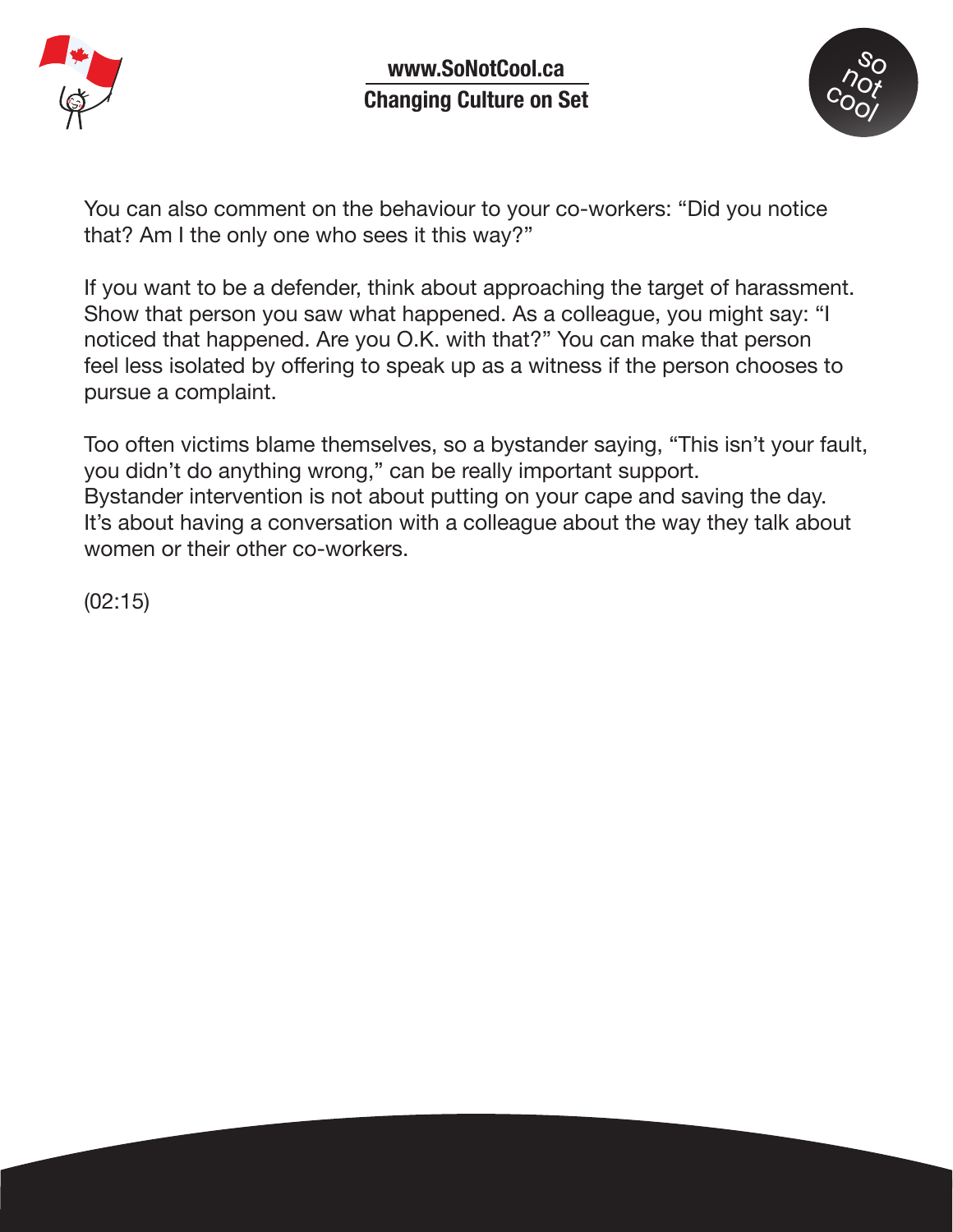You can also comment on the behaviour to your co-workers: "Did you notice that? Am I the only one who sees it this way?"

If you want to be a defender, think about approaching the target of harassment. Show that person you saw what happened. As a colleague, you might say: "I noticed that happened. Are you O.K. with that?" You can make that person feel less isolated by offering to speak up as a witness if the person chooses to pursue a complaint.

Too often victims blame themselves, so a bystander saying, "This isn't your fault, you didn't do anything wrong," can be really important support.
Bystander intervention is not about putting on your cape and saving the day. It's about having a conversation with a colleague about the way they talk about women or their other co-workers.

(02:15)